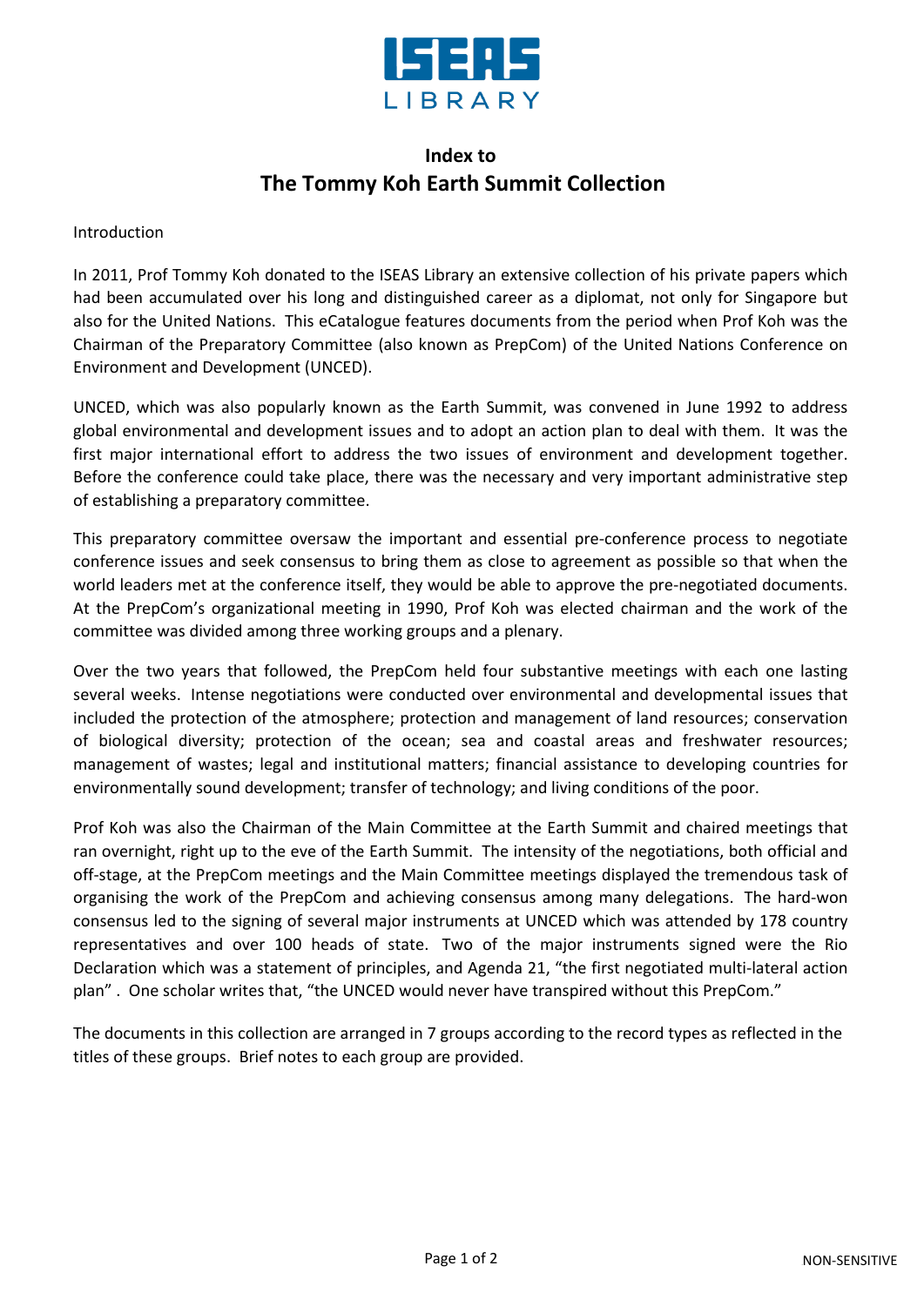# Index to
# The Tommy Koh Earth Summit Collection

Introduction

In 2011, Prof Tommy Koh donated to the ISEAS Library an extensive collection of his private papers which had been accumulated over his long and distinguished career as a diplomat, not only for Singapore but also for the United Nations. This eCatalogue features documents from the period when Prof Koh was the Chairman of the Preparatory Committee (also known as PrepCom) of the United Nations Conference on Environment and Development (UNCED).

UNCED, which was also popularly known as the Earth Summit, was convened in June 1992 to address global environmental and development issues and to adopt an action plan to deal with them. It was the first major international effort to address the two issues of environment and development together. Before the conference could take place, there was the necessary and very important administrative step of establishing a preparatory committee.

This preparatory committee oversaw the important and essential pre-conference process to negotiate conference issues and seek consensus to bring them as close to agreement as possible so that when the world leaders met at the conference itself, they would be able to approve the pre-negotiated documents. At the PrepCom's organizational meeting in 1990, Prof Koh was elected chairman and the work of the committee was divided among three working groups and a plenary.

Over the two years that followed, the PrepCom held four substantive meetings with each one lasting several weeks. Intense negotiations were conducted over environmental and developmental issues that included the protection of the atmosphere; protection and management of land resources; conservation of biological diversity; protection of the ocean; sea and coastal areas and freshwater resources; management of wastes; legal and institutional matters; financial assistance to developing countries for environmentally sound development; transfer of technology; and living conditions of the poor.

Prof Koh was also the Chairman of the Main Committee at the Earth Summit and chaired meetings that ran overnight, right up to the eve of the Earth Summit. The intensity of the negotiations, both official and off-stage, at the PrepCom meetings and the Main Committee meetings displayed the tremendous task of organising the work of the PrepCom and achieving consensus among many delegations. The hard-won consensus led to the signing of several major instruments at UNCED which was attended by 178 country representatives and over 100 heads of state. Two of the major instruments signed were the Rio Declaration which was a statement of principles, and Agenda 21, "the first negotiated multi-lateral action plan" . One scholar writes that, "the UNCED would never have transpired without this PrepCom."

The documents in this collection are arranged in 7 groups according to the record types as reflected in the titles of these groups. Brief notes to each group are provided.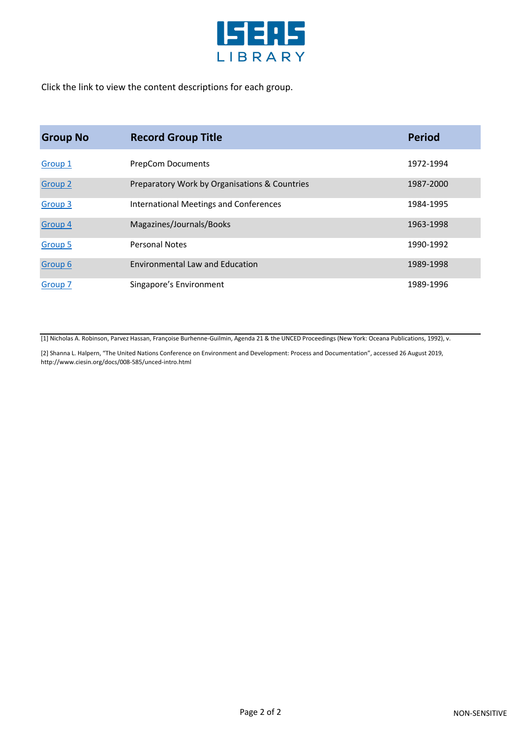Click the link to view the content descriptions for each group.

| Group No | Record Group Title | Period |
|---|---|---|
| Group 1 | PrepCom Documents | 1972-1994 |
| Group 2 | Preparatory Work by Organisations & Countries | 1987-2000 |
| Group 3 | International Meetings and Conferences | 1984-1995 |
| Group 4 | Magazines/Journals/Books | 1963-1998 |
| Group 5 | Personal Notes | 1990-1992 |
| Group 6 | Environmental Law and Education | 1989-1998 |
| Group 7 | Singapore's Environment | 1989-1996 |

---

[1] Nicholas A. Robinson, Parvez Hassan, Françoise Burhenne-Guilmin, Agenda 21 & the UNCED Proceedings (New York: Oceana Publications, 1992), v.

[2] Shanna L. Halpern, "The United Nations Conference on Environment and Development: Process and Documentation", accessed 26 August 2019, http://www.ciesin.org/docs/008-585/unced-intro.html

NON-SENSITIVE